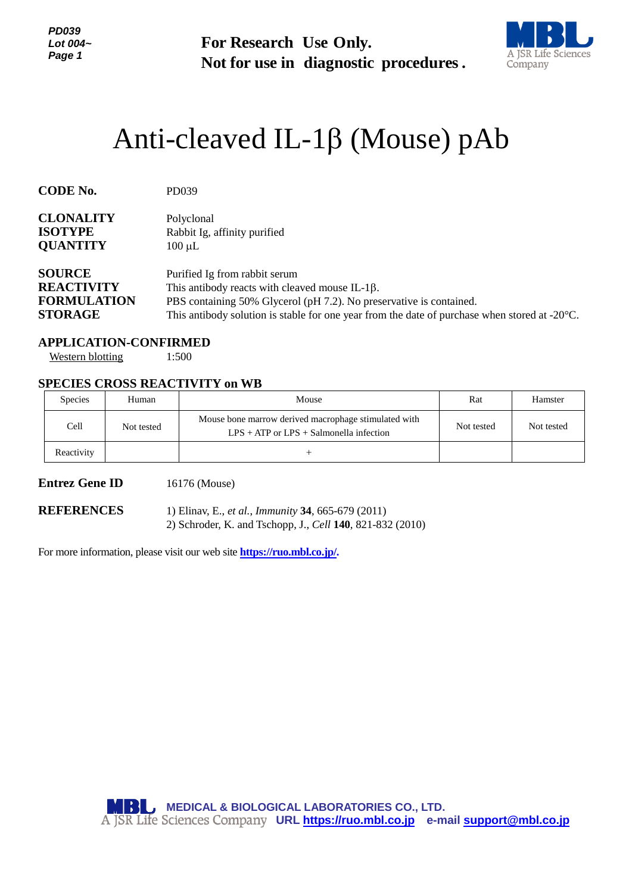For Research Use Only.
Not for use in diagnostic procedures.

# Anti-cleaved IL-1β (Mouse) pAb

**CODE No.** PD039

**CLONALITY** Polyclonal
**ISOTYPE** Rabbit Ig, affinity purified
**QUANTITY** 100 μL

**SOURCE** Purified Ig from rabbit serum
**REACTIVITY** This antibody reacts with cleaved mouse IL-1β.
**FORMULATION** PBS containing 50% Glycerol (pH 7.2). No preservative is contained.
**STORAGE** This antibody solution is stable for one year from the date of purchase when stored at -20°C.

**APPLICATION-CONFIRMED**

Western blotting 1:500

**SPECIES CROSS REACTIVITY on WB**

| Species | Human | Mouse | Rat | Hamster |
|---|---|---|---|---|
| Cell | Not tested | Mouse bone marrow derived macrophage stimulated with LPS + ATP or LPS + Salmonella infection | Not tested | Not tested |
| Reactivity | | + | | |

**Entrez Gene ID** 16176 (Mouse)

**REFERENCES**

1) Elinav, E., *et al.*, *Immunity* **34**, 665-679 (2011)
2) Schroder, K. and Tschopp, J., *Cell* **140**, 821-832 (2010)

For more information, please visit our web site **https://ruo.mbl.co.jp/.**

MEDICAL & BIOLOGICAL LABORATORIES CO., LTD.
A JSR Life Sciences Company URL https://ruo.mbl.co.jp e-mail support@mbl.co.jp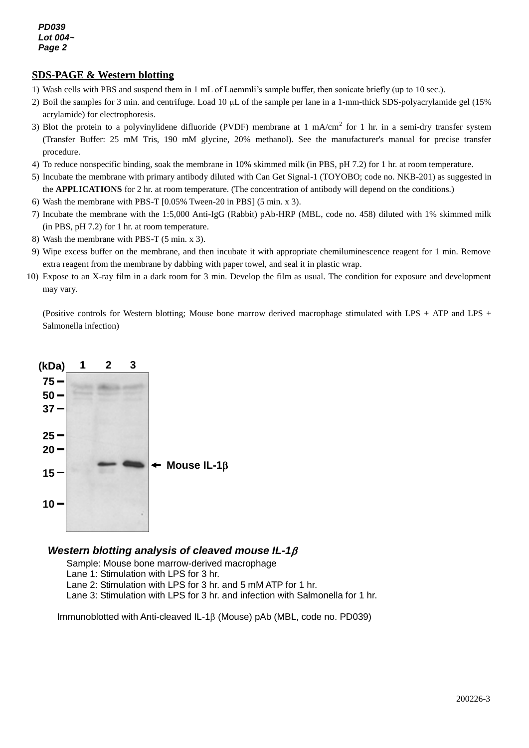## SDS-PAGE & Western blotting

1) Wash cells with PBS and suspend them in 1 mL of Laemmli's sample buffer, then sonicate briefly (up to 10 sec.).
2) Boil the samples for 3 min. and centrifuge. Load 10 μL of the sample per lane in a 1-mm-thick SDS-polyacrylamide gel (15% acrylamide) for electrophoresis.
3) Blot the protein to a polyvinylidene difluoride (PVDF) membrane at 1 mA/cm$^2$ for 1 hr. in a semi-dry transfer system (Transfer Buffer: 25 mM Tris, 190 mM glycine, 20% methanol). See the manufacturer's manual for precise transfer procedure.
4) To reduce nonspecific binding, soak the membrane in 10% skimmed milk (in PBS, pH 7.2) for 1 hr. at room temperature.
5) Incubate the membrane with primary antibody diluted with Can Get Signal-1 (TOYOBO; code no. NKB-201) as suggested in the **APPLICATIONS** for 2 hr. at room temperature. (The concentration of antibody will depend on the conditions.)
6) Wash the membrane with PBS-T [0.05% Tween-20 in PBS] (5 min. x 3).
7) Incubate the membrane with the 1:5,000 Anti-IgG (Rabbit) pAb-HRP (MBL, code no. 458) diluted with 1% skimmed milk (in PBS, pH 7.2) for 1 hr. at room temperature.
8) Wash the membrane with PBS-T (5 min. x 3).
9) Wipe excess buffer on the membrane, and then incubate it with appropriate chemiluminescence reagent for 1 min. Remove extra reagent from the membrane by dabbing with paper towel, and seal it in plastic wrap.
10) Expose to an X-ray film in a dark room for 3 min. Develop the film as usual. The condition for exposure and development may vary.

(Positive controls for Western blotting; Mouse bone marrow derived macrophage stimulated with LPS + ATP and LPS + Salmonella infection)

(kDa) 1 2 3

75
50
37
25
20
15
10

Mouse IL-1β

***Western blotting analysis of cleaved mouse IL-1β***

Sample: Mouse bone marrow-derived macrophage
Lane 1: Stimulation with LPS for 3 hr.
Lane 2: Stimulation with LPS for 3 hr. and 5 mM ATP for 1 hr.
Lane 3: Stimulation with LPS for 3 hr. and infection with Salmonella for 1 hr.

Immunoblotted with Anti-cleaved IL-1β (Mouse) pAb (MBL, code no. PD039)

200226-3